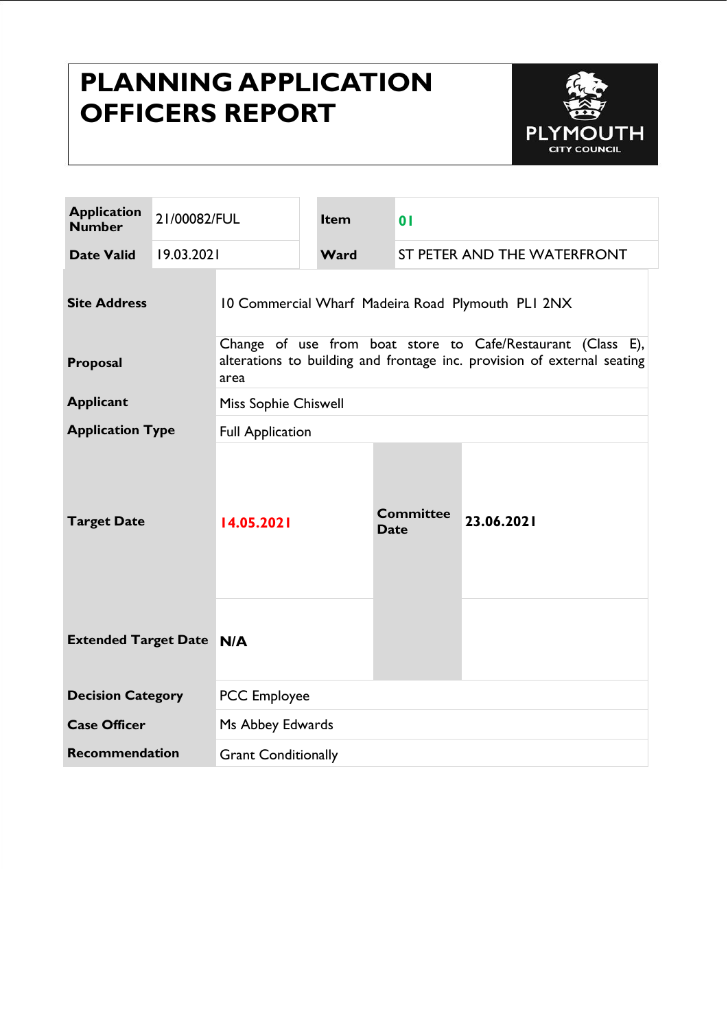# PLANNING APPLICATION OFFICERS REPORT

PLYMOUTH CITY COUNCIL

| Application Number | 21/00082/FUL | Item | 01 |
|---|---|---|---|
| Date Valid | 19.03.2021 | Ward | ST PETER AND THE WATERFRONT |

| | | | |
|---|---|---|---|
| **Site Address** | 10 Commercial Wharf Madeira Road Plymouth PL1 2NX | | |
| **Proposal** | Change of use from boat store to Cafe/Restaurant (Class E), alterations to building and frontage inc. provision of external seating area | | |
| **Applicant** | Miss Sophie Chiswell | | |
| **Application Type** | Full Application | | |
| **Target Date** | 14.05.2021 | **Committee Date** | 23.06.2021 |
| **Extended Target Date** | N/A | | |
| **Decision Category** | PCC Employee | | |
| **Case Officer** | Ms Abbey Edwards | | |
| **Recommendation** | Grant Conditionally | | |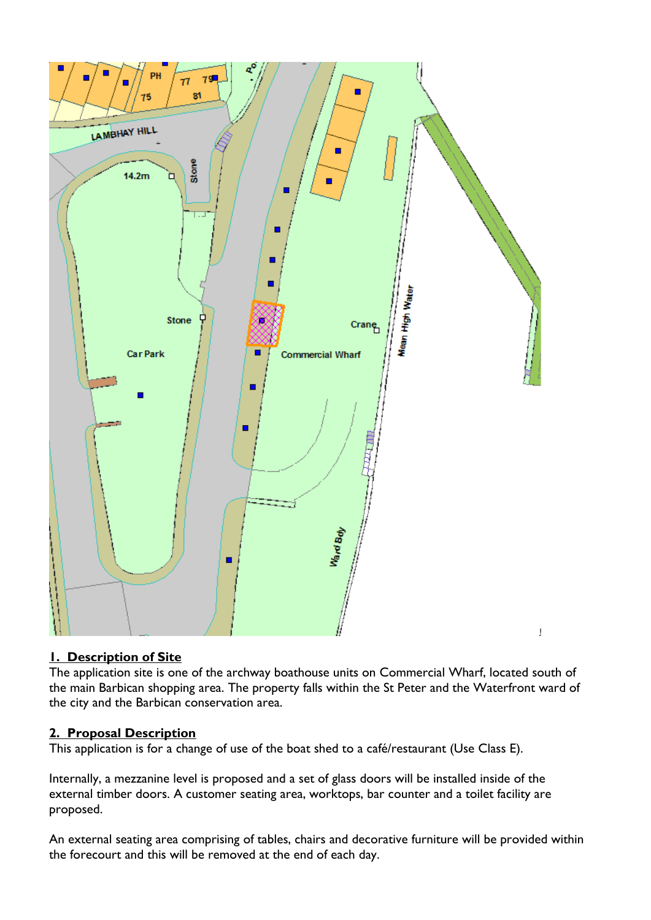## 1. Description of Site

The application site is one of the archway boathouse units on Commercial Wharf, located south of the main Barbican shopping area. The property falls within the St Peter and the Waterfront ward of the city and the Barbican conservation area.

## 2. Proposal Description

This application is for a change of use of the boat shed to a café/restaurant (Use Class E).

Internally, a mezzanine level is proposed and a set of glass doors will be installed inside of the external timber doors. A customer seating area, worktops, bar counter and a toilet facility are proposed.

An external seating area comprising of tables, chairs and decorative furniture will be provided within the forecourt and this will be removed at the end of each day.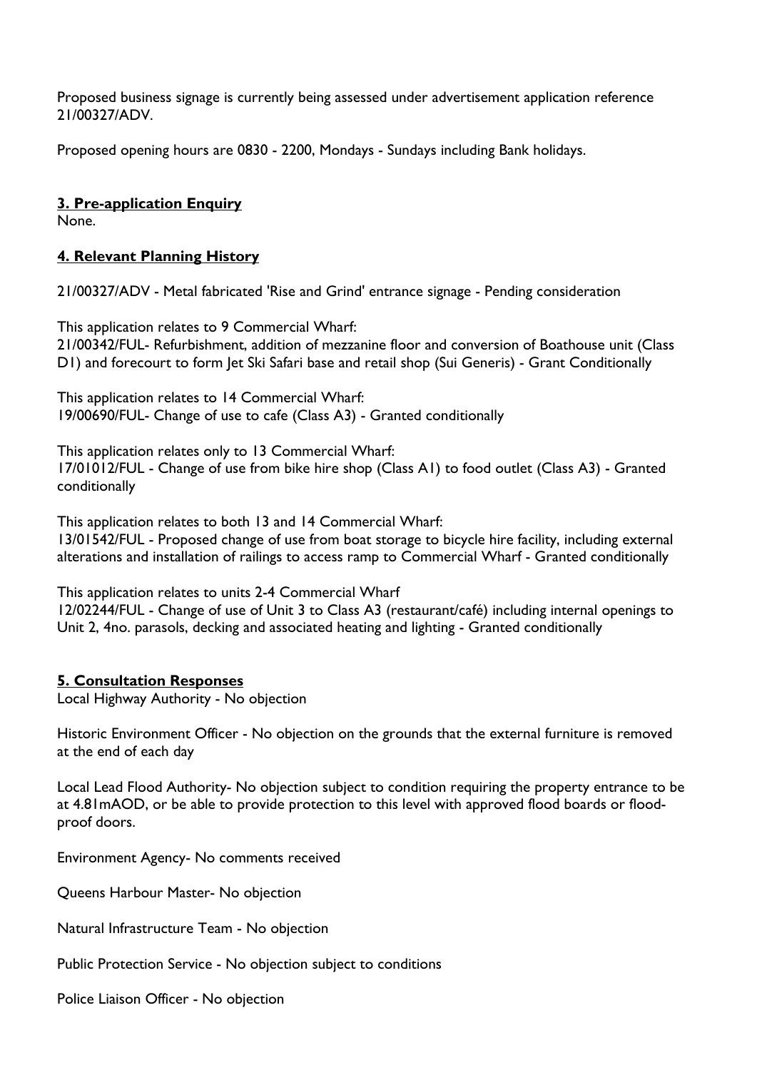Proposed business signage is currently being assessed under advertisement application reference 21/00327/ADV.

Proposed opening hours are 0830 - 2200, Mondays - Sundays including Bank holidays.

## 3. Pre-application Enquiry

None.

## 4. Relevant Planning History

21/00327/ADV - Metal fabricated 'Rise and Grind' entrance signage - Pending consideration

This application relates to 9 Commercial Wharf:
21/00342/FUL- Refurbishment, addition of mezzanine floor and conversion of Boathouse unit (Class D1) and forecourt to form Jet Ski Safari base and retail shop (Sui Generis) - Grant Conditionally

This application relates to 14 Commercial Wharf:
19/00690/FUL- Change of use to cafe (Class A3) - Granted conditionally

This application relates only to 13 Commercial Wharf:
17/01012/FUL - Change of use from bike hire shop (Class A1) to food outlet (Class A3) - Granted conditionally

This application relates to both 13 and 14 Commercial Wharf:
13/01542/FUL - Proposed change of use from boat storage to bicycle hire facility, including external alterations and installation of railings to access ramp to Commercial Wharf - Granted conditionally

This application relates to units 2-4 Commercial Wharf
12/02244/FUL - Change of use of Unit 3 to Class A3 (restaurant/café) including internal openings to Unit 2, 4no. parasols, decking and associated heating and lighting - Granted conditionally

## 5. Consultation Responses

Local Highway Authority - No objection

Historic Environment Officer - No objection on the grounds that the external furniture is removed at the end of each day

Local Lead Flood Authority- No objection subject to condition requiring the property entrance to be at 4.81mAOD, or be able to provide protection to this level with approved flood boards or flood-proof doors.

Environment Agency- No comments received

Queens Harbour Master- No objection

Natural Infrastructure Team - No objection

Public Protection Service - No objection subject to conditions

Police Liaison Officer - No objection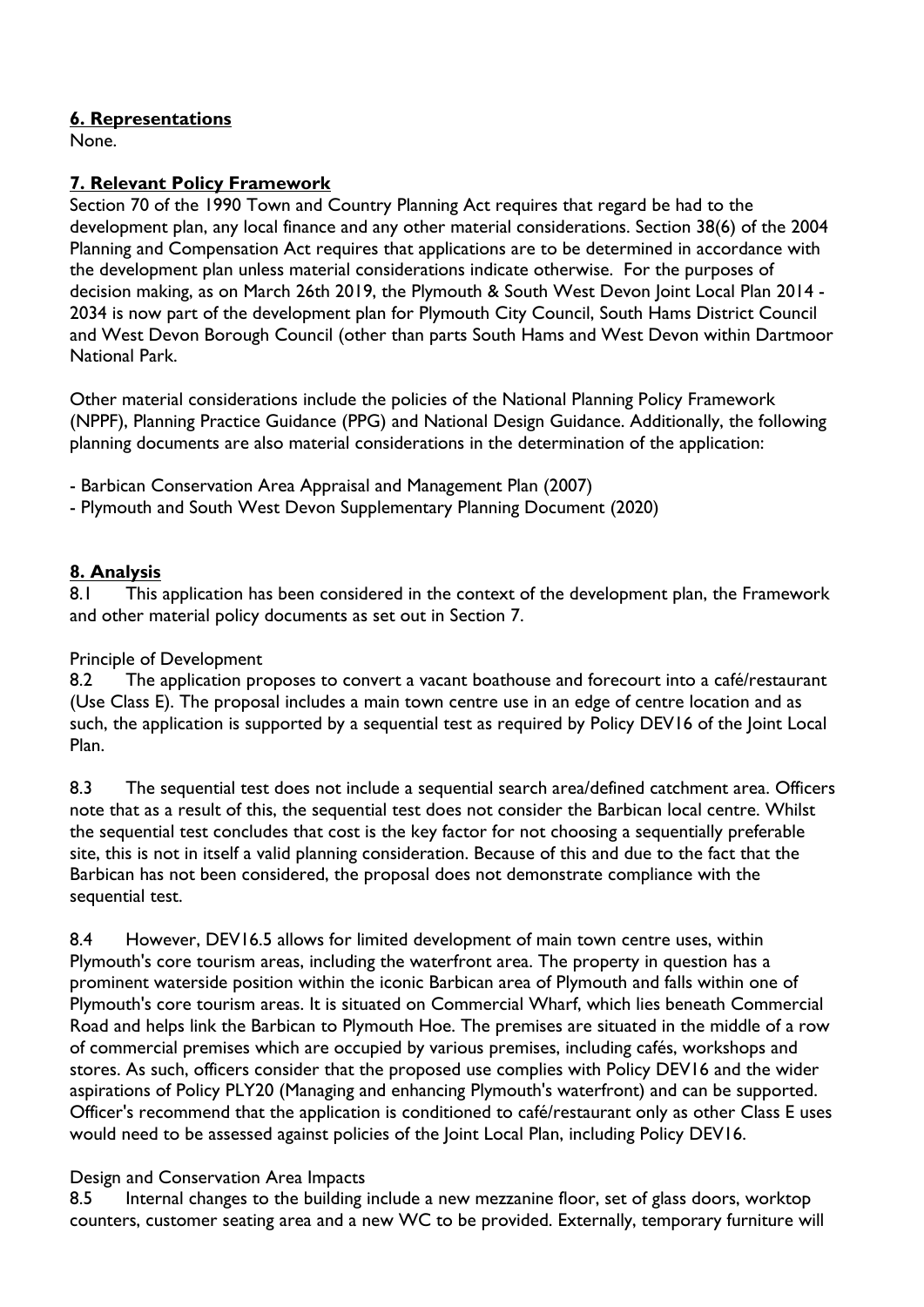## 6. Representations

None.

## 7. Relevant Policy Framework

Section 70 of the 1990 Town and Country Planning Act requires that regard be had to the development plan, any local finance and any other material considerations. Section 38(6) of the 2004 Planning and Compensation Act requires that applications are to be determined in accordance with the development plan unless material considerations indicate otherwise. For the purposes of decision making, as on March 26th 2019, the Plymouth & South West Devon Joint Local Plan 2014 - 2034 is now part of the development plan for Plymouth City Council, South Hams District Council and West Devon Borough Council (other than parts South Hams and West Devon within Dartmoor National Park.

Other material considerations include the policies of the National Planning Policy Framework (NPPF), Planning Practice Guidance (PPG) and National Design Guidance. Additionally, the following planning documents are also material considerations in the determination of the application:

- Barbican Conservation Area Appraisal and Management Plan (2007)
- Plymouth and South West Devon Supplementary Planning Document (2020)

## 8. Analysis

8.1 This application has been considered in the context of the development plan, the Framework and other material policy documents as set out in Section 7.

Principle of Development

8.2 The application proposes to convert a vacant boathouse and forecourt into a café/restaurant (Use Class E). The proposal includes a main town centre use in an edge of centre location and as such, the application is supported by a sequential test as required by Policy DEV16 of the Joint Local Plan.

8.3 The sequential test does not include a sequential search area/defined catchment area. Officers note that as a result of this, the sequential test does not consider the Barbican local centre. Whilst the sequential test concludes that cost is the key factor for not choosing a sequentially preferable site, this is not in itself a valid planning consideration. Because of this and due to the fact that the Barbican has not been considered, the proposal does not demonstrate compliance with the sequential test.

8.4 However, DEV16.5 allows for limited development of main town centre uses, within Plymouth's core tourism areas, including the waterfront area. The property in question has a prominent waterside position within the iconic Barbican area of Plymouth and falls within one of Plymouth's core tourism areas. It is situated on Commercial Wharf, which lies beneath Commercial Road and helps link the Barbican to Plymouth Hoe. The premises are situated in the middle of a row of commercial premises which are occupied by various premises, including cafés, workshops and stores. As such, officers consider that the proposed use complies with Policy DEV16 and the wider aspirations of Policy PLY20 (Managing and enhancing Plymouth's waterfront) and can be supported. Officer's recommend that the application is conditioned to café/restaurant only as other Class E uses would need to be assessed against policies of the Joint Local Plan, including Policy DEV16.

Design and Conservation Area Impacts

8.5 Internal changes to the building include a new mezzanine floor, set of glass doors, worktop counters, customer seating area and a new WC to be provided. Externally, temporary furniture will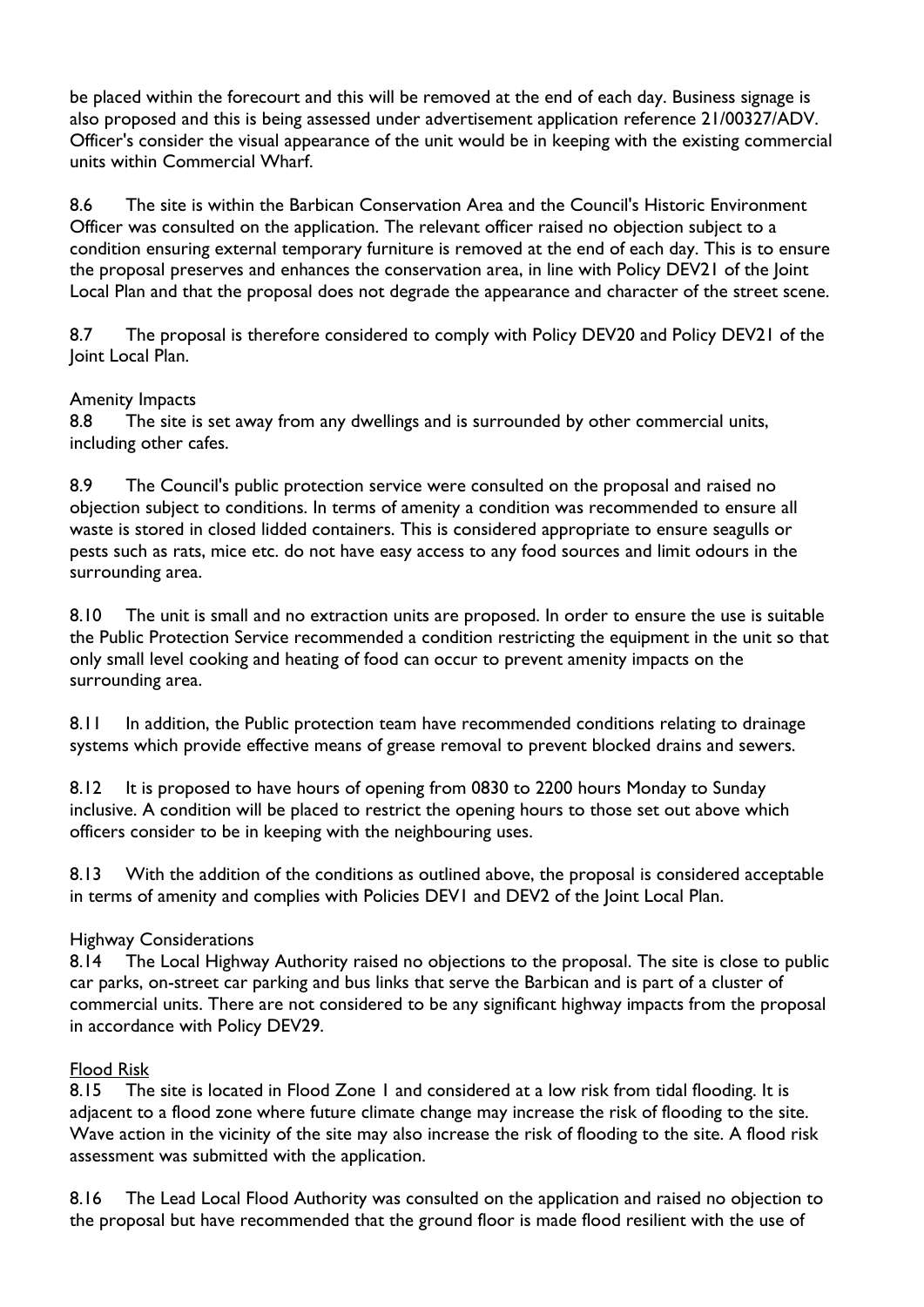be placed within the forecourt and this will be removed at the end of each day. Business signage is also proposed and this is being assessed under advertisement application reference 21/00327/ADV. Officer's consider the visual appearance of the unit would be in keeping with the existing commercial units within Commercial Wharf.

8.6 The site is within the Barbican Conservation Area and the Council's Historic Environment Officer was consulted on the application. The relevant officer raised no objection subject to a condition ensuring external temporary furniture is removed at the end of each day. This is to ensure the proposal preserves and enhances the conservation area, in line with Policy DEV21 of the Joint Local Plan and that the proposal does not degrade the appearance and character of the street scene.

8.7 The proposal is therefore considered to comply with Policy DEV20 and Policy DEV21 of the Joint Local Plan.

Amenity Impacts

8.8 The site is set away from any dwellings and is surrounded by other commercial units, including other cafes.

8.9 The Council's public protection service were consulted on the proposal and raised no objection subject to conditions. In terms of amenity a condition was recommended to ensure all waste is stored in closed lidded containers. This is considered appropriate to ensure seagulls or pests such as rats, mice etc. do not have easy access to any food sources and limit odours in the surrounding area.

8.10 The unit is small and no extraction units are proposed. In order to ensure the use is suitable the Public Protection Service recommended a condition restricting the equipment in the unit so that only small level cooking and heating of food can occur to prevent amenity impacts on the surrounding area.

8.11 In addition, the Public protection team have recommended conditions relating to drainage systems which provide effective means of grease removal to prevent blocked drains and sewers.

8.12 It is proposed to have hours of opening from 0830 to 2200 hours Monday to Sunday inclusive. A condition will be placed to restrict the opening hours to those set out above which officers consider to be in keeping with the neighbouring uses.

8.13 With the addition of the conditions as outlined above, the proposal is considered acceptable in terms of amenity and complies with Policies DEV1 and DEV2 of the Joint Local Plan.

Highway Considerations

8.14 The Local Highway Authority raised no objections to the proposal. The site is close to public car parks, on-street car parking and bus links that serve the Barbican and is part of a cluster of commercial units. There are not considered to be any significant highway impacts from the proposal in accordance with Policy DEV29.

Flood Risk

8.15 The site is located in Flood Zone 1 and considered at a low risk from tidal flooding. It is adjacent to a flood zone where future climate change may increase the risk of flooding to the site. Wave action in the vicinity of the site may also increase the risk of flooding to the site. A flood risk assessment was submitted with the application.

8.16 The Lead Local Flood Authority was consulted on the application and raised no objection to the proposal but have recommended that the ground floor is made flood resilient with the use of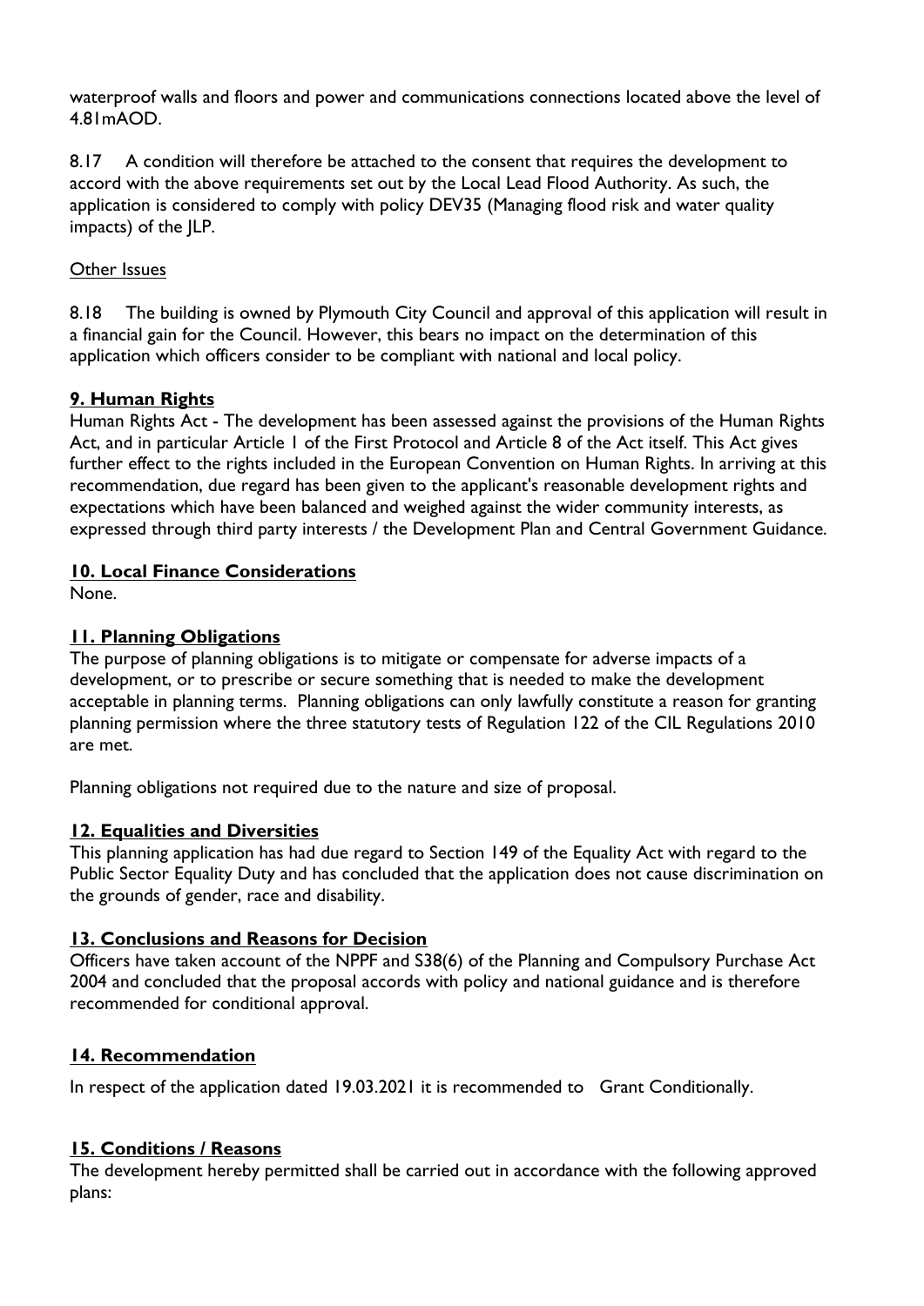waterproof walls and floors and power and communications connections located above the level of 4.81mAOD.

8.17 A condition will therefore be attached to the consent that requires the development to accord with the above requirements set out by the Local Lead Flood Authority. As such, the application is considered to comply with policy DEV35 (Managing flood risk and water quality impacts) of the JLP.

Other Issues

8.18 The building is owned by Plymouth City Council and approval of this application will result in a financial gain for the Council. However, this bears no impact on the determination of this application which officers consider to be compliant with national and local policy.

## 9. Human Rights

Human Rights Act - The development has been assessed against the provisions of the Human Rights Act, and in particular Article 1 of the First Protocol and Article 8 of the Act itself. This Act gives further effect to the rights included in the European Convention on Human Rights. In arriving at this recommendation, due regard has been given to the applicant's reasonable development rights and expectations which have been balanced and weighed against the wider community interests, as expressed through third party interests / the Development Plan and Central Government Guidance.

## 10. Local Finance Considerations

None.

## 11. Planning Obligations

The purpose of planning obligations is to mitigate or compensate for adverse impacts of a development, or to prescribe or secure something that is needed to make the development acceptable in planning terms. Planning obligations can only lawfully constitute a reason for granting planning permission where the three statutory tests of Regulation 122 of the CIL Regulations 2010 are met.

Planning obligations not required due to the nature and size of proposal.

## 12. Equalities and Diversities

This planning application has had due regard to Section 149 of the Equality Act with regard to the Public Sector Equality Duty and has concluded that the application does not cause discrimination on the grounds of gender, race and disability.

## 13. Conclusions and Reasons for Decision

Officers have taken account of the NPPF and S38(6) of the Planning and Compulsory Purchase Act 2004 and concluded that the proposal accords with policy and national guidance and is therefore recommended for conditional approval.

## 14. Recommendation

In respect of the application dated 19.03.2021 it is recommended to Grant Conditionally.

## 15. Conditions / Reasons

The development hereby permitted shall be carried out in accordance with the following approved plans: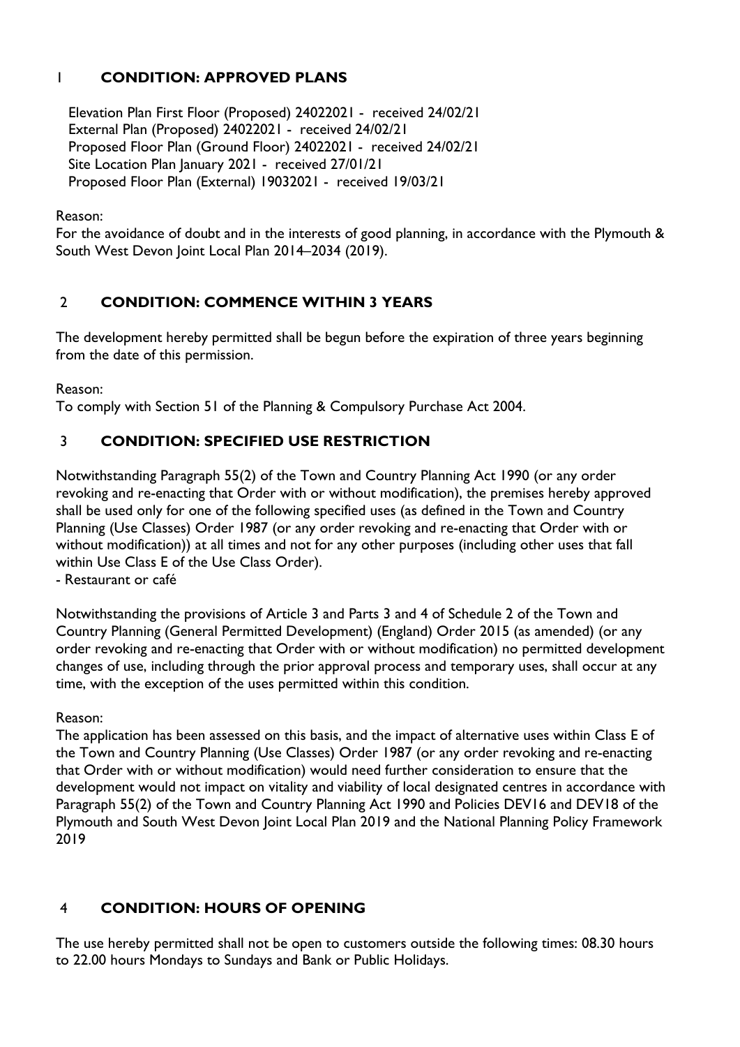## 1 **CONDITION: APPROVED PLANS**

Elevation Plan First Floor (Proposed) 24022021 - received 24/02/21
External Plan (Proposed) 24022021 - received 24/02/21
Proposed Floor Plan (Ground Floor) 24022021 - received 24/02/21
Site Location Plan January 2021 - received 27/01/21
Proposed Floor Plan (External) 19032021 - received 19/03/21

Reason:
For the avoidance of doubt and in the interests of good planning, in accordance with the Plymouth & South West Devon Joint Local Plan 2014–2034 (2019).

## 2 **CONDITION: COMMENCE WITHIN 3 YEARS**

The development hereby permitted shall be begun before the expiration of three years beginning from the date of this permission.

Reason:
To comply with Section 51 of the Planning & Compulsory Purchase Act 2004.

## 3 **CONDITION: SPECIFIED USE RESTRICTION**

Notwithstanding Paragraph 55(2) of the Town and Country Planning Act 1990 (or any order revoking and re-enacting that Order with or without modification), the premises hereby approved shall be used only for one of the following specified uses (as defined in the Town and Country Planning (Use Classes) Order 1987 (or any order revoking and re-enacting that Order with or without modification)) at all times and not for any other purposes (including other uses that fall within Use Class E of the Use Class Order).
- Restaurant or café

Notwithstanding the provisions of Article 3 and Parts 3 and 4 of Schedule 2 of the Town and Country Planning (General Permitted Development) (England) Order 2015 (as amended) (or any order revoking and re-enacting that Order with or without modification) no permitted development changes of use, including through the prior approval process and temporary uses, shall occur at any time, with the exception of the uses permitted within this condition.

Reason:
The application has been assessed on this basis, and the impact of alternative uses within Class E of the Town and Country Planning (Use Classes) Order 1987 (or any order revoking and re-enacting that Order with or without modification) would need further consideration to ensure that the development would not impact on vitality and viability of local designated centres in accordance with Paragraph 55(2) of the Town and Country Planning Act 1990 and Policies DEV16 and DEV18 of the Plymouth and South West Devon Joint Local Plan 2019 and the National Planning Policy Framework 2019

## 4 **CONDITION: HOURS OF OPENING**

The use hereby permitted shall not be open to customers outside the following times: 08.30 hours to 22.00 hours Mondays to Sundays and Bank or Public Holidays.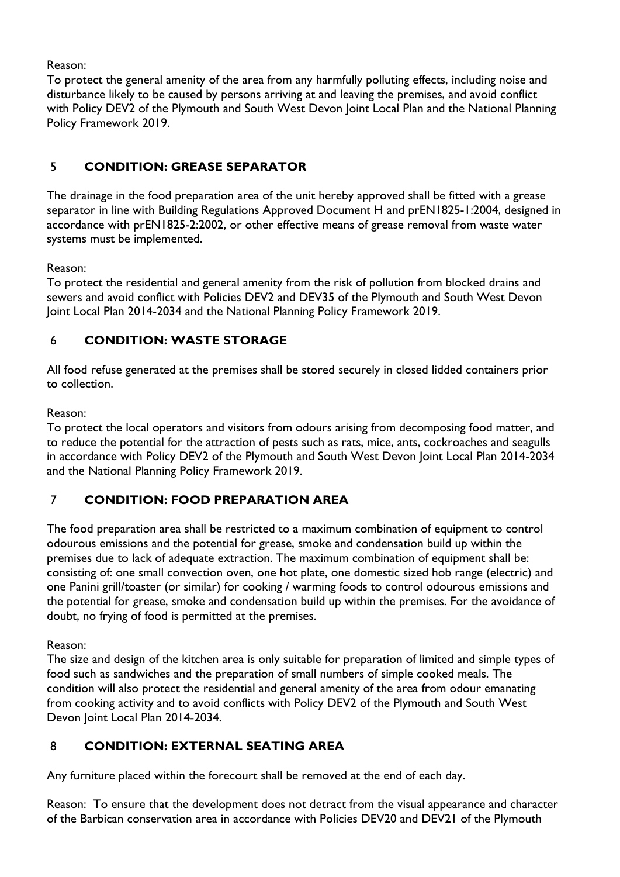Reason:
To protect the general amenity of the area from any harmfully polluting effects, including noise and disturbance likely to be caused by persons arriving at and leaving the premises, and avoid conflict with Policy DEV2 of the Plymouth and South West Devon Joint Local Plan and the National Planning Policy Framework 2019.

## 5 CONDITION: GREASE SEPARATOR

The drainage in the food preparation area of the unit hereby approved shall be fitted with a grease separator in line with Building Regulations Approved Document H and prEN1825-1:2004, designed in accordance with prEN1825-2:2002, or other effective means of grease removal from waste water systems must be implemented.

Reason:
To protect the residential and general amenity from the risk of pollution from blocked drains and sewers and avoid conflict with Policies DEV2 and DEV35 of the Plymouth and South West Devon Joint Local Plan 2014-2034 and the National Planning Policy Framework 2019.

## 6 CONDITION: WASTE STORAGE

All food refuse generated at the premises shall be stored securely in closed lidded containers prior to collection.

Reason:
To protect the local operators and visitors from odours arising from decomposing food matter, and to reduce the potential for the attraction of pests such as rats, mice, ants, cockroaches and seagulls in accordance with Policy DEV2 of the Plymouth and South West Devon Joint Local Plan 2014-2034 and the National Planning Policy Framework 2019.

## 7 CONDITION: FOOD PREPARATION AREA

The food preparation area shall be restricted to a maximum combination of equipment to control odourous emissions and the potential for grease, smoke and condensation build up within the premises due to lack of adequate extraction. The maximum combination of equipment shall be: consisting of: one small convection oven, one hot plate, one domestic sized hob range (electric) and one Panini grill/toaster (or similar) for cooking / warming foods to control odourous emissions and the potential for grease, smoke and condensation build up within the premises. For the avoidance of doubt, no frying of food is permitted at the premises.

Reason:
The size and design of the kitchen area is only suitable for preparation of limited and simple types of food such as sandwiches and the preparation of small numbers of simple cooked meals. The condition will also protect the residential and general amenity of the area from odour emanating from cooking activity and to avoid conflicts with Policy DEV2 of the Plymouth and South West Devon Joint Local Plan 2014-2034.

## 8 CONDITION: EXTERNAL SEATING AREA

Any furniture placed within the forecourt shall be removed at the end of each day.

Reason: To ensure that the development does not detract from the visual appearance and character of the Barbican conservation area in accordance with Policies DEV20 and DEV21 of the Plymouth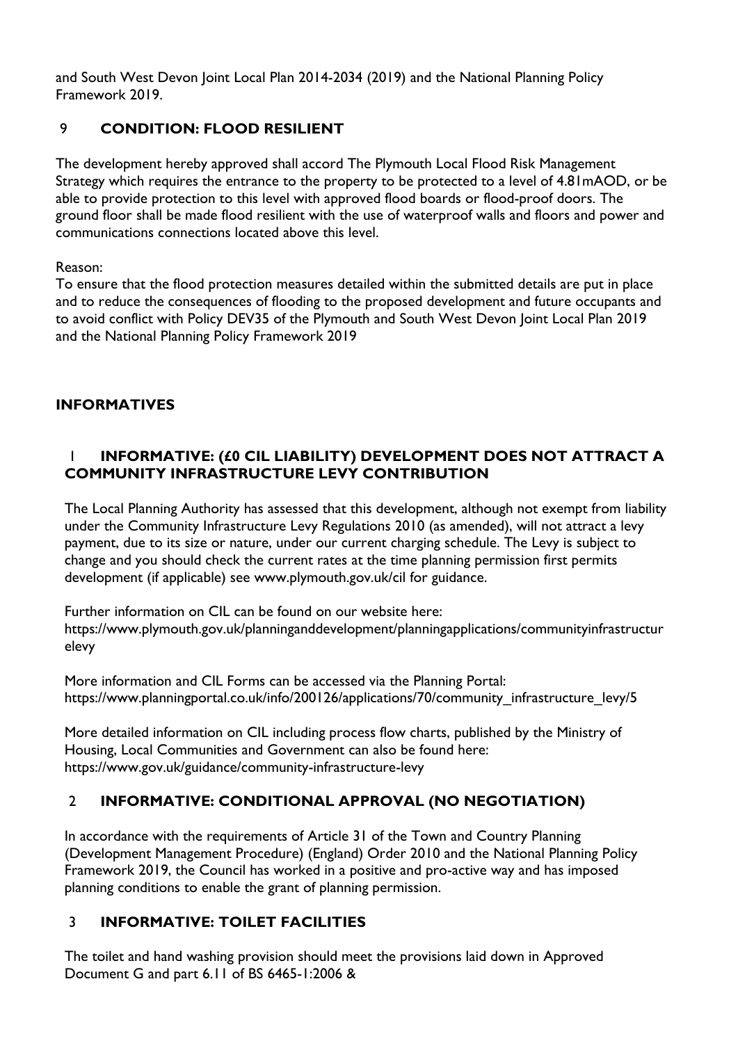and South West Devon Joint Local Plan 2014-2034 (2019) and the National Planning Policy Framework 2019.

## 9 CONDITION: FLOOD RESILIENT

The development hereby approved shall accord The Plymouth Local Flood Risk Management Strategy which requires the entrance to the property to be protected to a level of 4.81mAOD, or be able to provide protection to this level with approved flood boards or flood-proof doors. The ground floor shall be made flood resilient with the use of waterproof walls and floors and power and communications connections located above this level.

Reason:
To ensure that the flood protection measures detailed within the submitted details are put in place and to reduce the consequences of flooding to the proposed development and future occupants and to avoid conflict with Policy DEV35 of the Plymouth and South West Devon Joint Local Plan 2019 and the National Planning Policy Framework 2019

# INFORMATIVES

## 1 INFORMATIVE: (£0 CIL LIABILITY) DEVELOPMENT DOES NOT ATTRACT A COMMUNITY INFRASTRUCTURE LEVY CONTRIBUTION

The Local Planning Authority has assessed that this development, although not exempt from liability under the Community Infrastructure Levy Regulations 2010 (as amended), will not attract a levy payment, due to its size or nature, under our current charging schedule. The Levy is subject to change and you should check the current rates at the time planning permission first permits development (if applicable) see www.plymouth.gov.uk/cil for guidance.

Further information on CIL can be found on our website here:
https://www.plymouth.gov.uk/planninganddevelopment/planningapplications/communityinfrastructurelevy

More information and CIL Forms can be accessed via the Planning Portal:
https://www.planningportal.co.uk/info/200126/applications/70/community_infrastructure_levy/5

More detailed information on CIL including process flow charts, published by the Ministry of Housing, Local Communities and Government can also be found here:
https://www.gov.uk/guidance/community-infrastructure-levy

## 2 INFORMATIVE: CONDITIONAL APPROVAL (NO NEGOTIATION)

In accordance with the requirements of Article 31 of the Town and Country Planning (Development Management Procedure) (England) Order 2010 and the National Planning Policy Framework 2019, the Council has worked in a positive and pro-active way and has imposed planning conditions to enable the grant of planning permission.

## 3 INFORMATIVE: TOILET FACILITIES

The toilet and hand washing provision should meet the provisions laid down in Approved Document G and part 6.11 of BS 6465-1:2006 &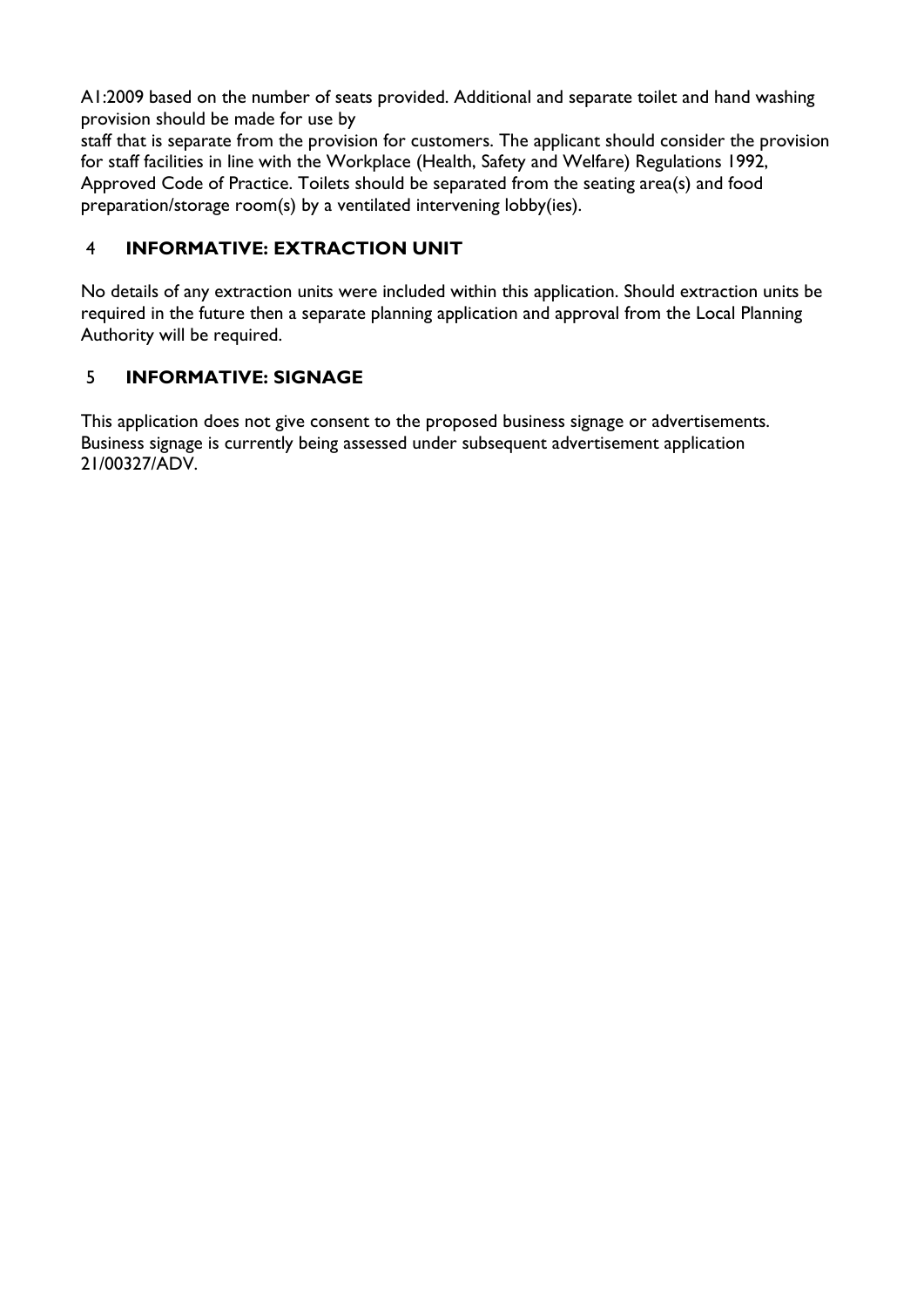A1:2009 based on the number of seats provided. Additional and separate toilet and hand washing provision should be made for use by
staff that is separate from the provision for customers. The applicant should consider the provision for staff facilities in line with the Workplace (Health, Safety and Welfare) Regulations 1992, Approved Code of Practice. Toilets should be separated from the seating area(s) and food preparation/storage room(s) by a ventilated intervening lobby(ies).

## 4 INFORMATIVE: EXTRACTION UNIT

No details of any extraction units were included within this application. Should extraction units be required in the future then a separate planning application and approval from the Local Planning Authority will be required.

## 5 INFORMATIVE: SIGNAGE

This application does not give consent to the proposed business signage or advertisements. Business signage is currently being assessed under subsequent advertisement application 21/00327/ADV.